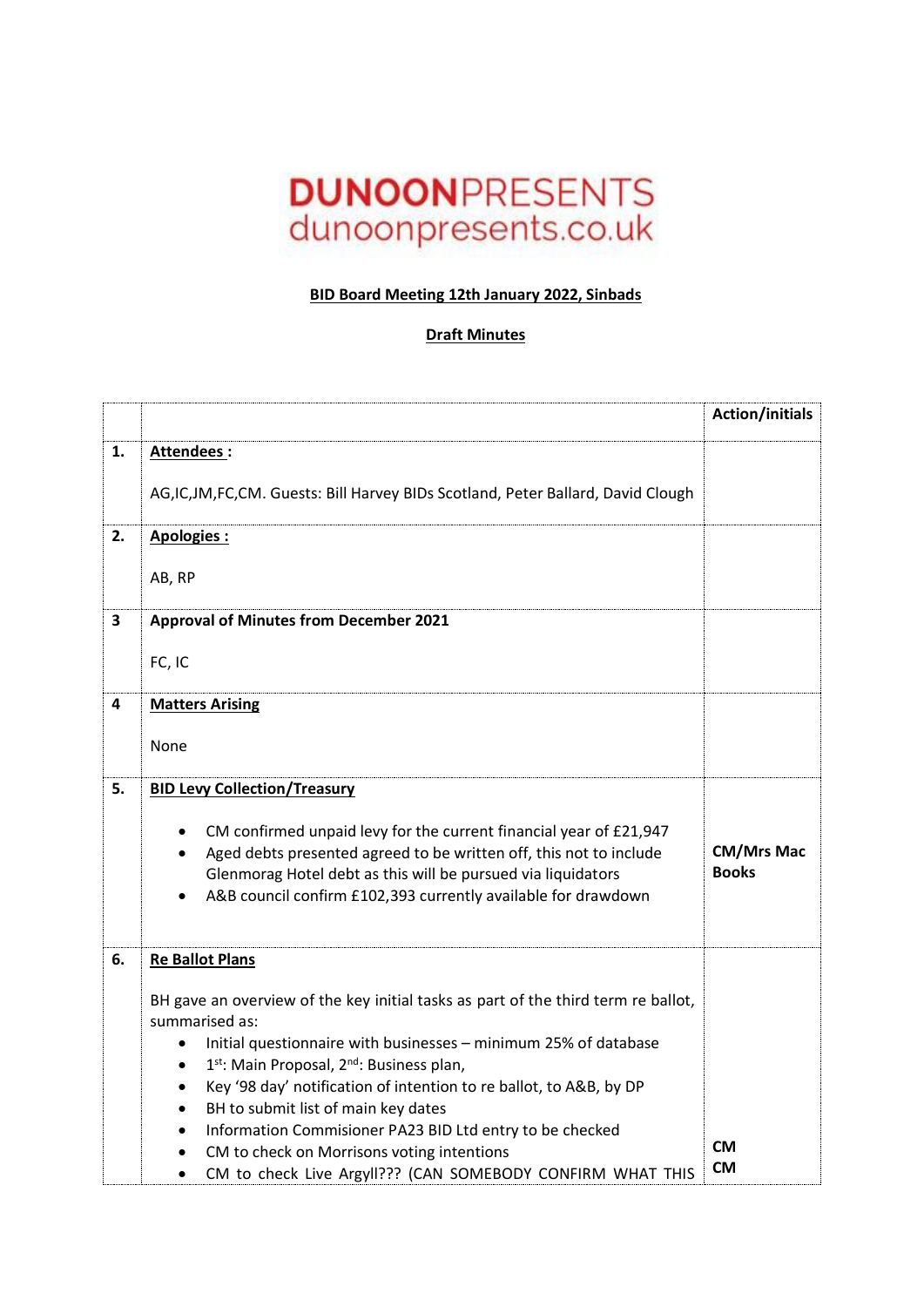# DUNOONPRESENTS
dunoonpresents.co.uk

**BID Board Meeting 12th January 2022, Sinbads**

**Draft Minutes**

| | | Action/initials |
|---|---|---|
| 1. | **Attendees :** <br><br> AG,IC,JM,FC,CM. Guests: Bill Harvey BIDs Scotland, Peter Ballard, David Clough | |
| 2. | **Apologies :** <br><br> AB, RP | |
| 3 | **Approval of Minutes from December 2021** <br><br> FC, IC | |
| 4 | **Matters Arising** <br><br> None | |
| 5. | **BID Levy Collection/Treasury** <br><br> • CM confirmed unpaid levy for the current financial year of £21,947 <br> • Aged debts presented agreed to be written off, this not to include Glenmorag Hotel debt as this will be pursued via liquidators <br> • A&B council confirm £102,393 currently available for drawdown | **CM/Mrs Mac Books** |
| 6. | **Re Ballot Plans** <br><br> BH gave an overview of the key initial tasks as part of the third term re ballot, summarised as: <br> • Initial questionnaire with businesses – minimum 25% of database <br> • 1st: Main Proposal, 2nd: Business plan, <br> • Key '98 day' notification of intention to re ballot, to A&B, by DP <br> • BH to submit list of main key dates <br> • Information Commisioner PA23 BID Ltd entry to be checked <br> • CM to check on Morrisons voting intentions <br> • CM to check Live Argyll??? (CAN SOMEBODY CONFIRM WHAT THIS | <br><br><br><br><br><br><br><br> **CM** <br> **CM** |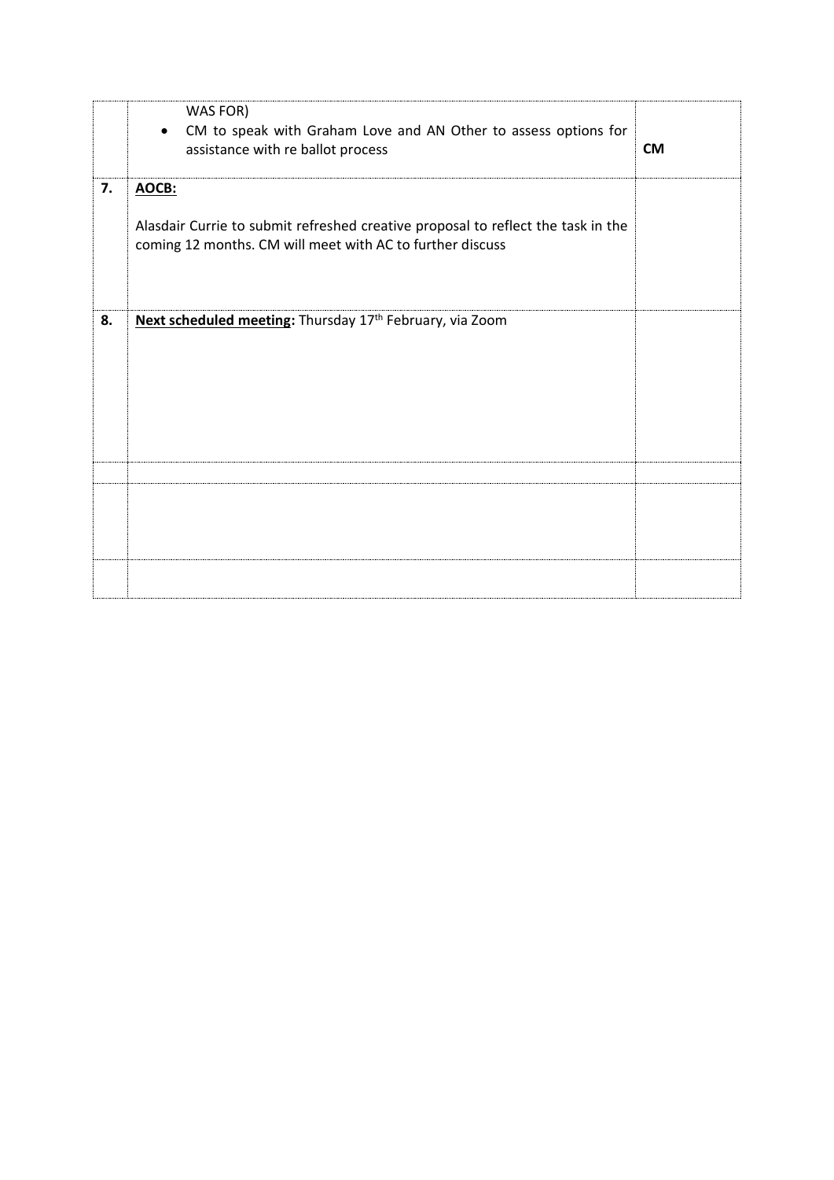| | | |
|---|---|---|
| | WAS FOR)<br>• CM to speak with Graham Love and AN Other to assess options for assistance with re ballot process | **CM** |
| **7.** | **AOCB:**<br><br>Alasdair Currie to submit refreshed creative proposal to reflect the task in the coming 12 months. CM will meet with AC to further discuss | |
| **8.** | **Next scheduled meeting:** Thursday 17th February, via Zoom | |
| | | |
| | | |
| | | |